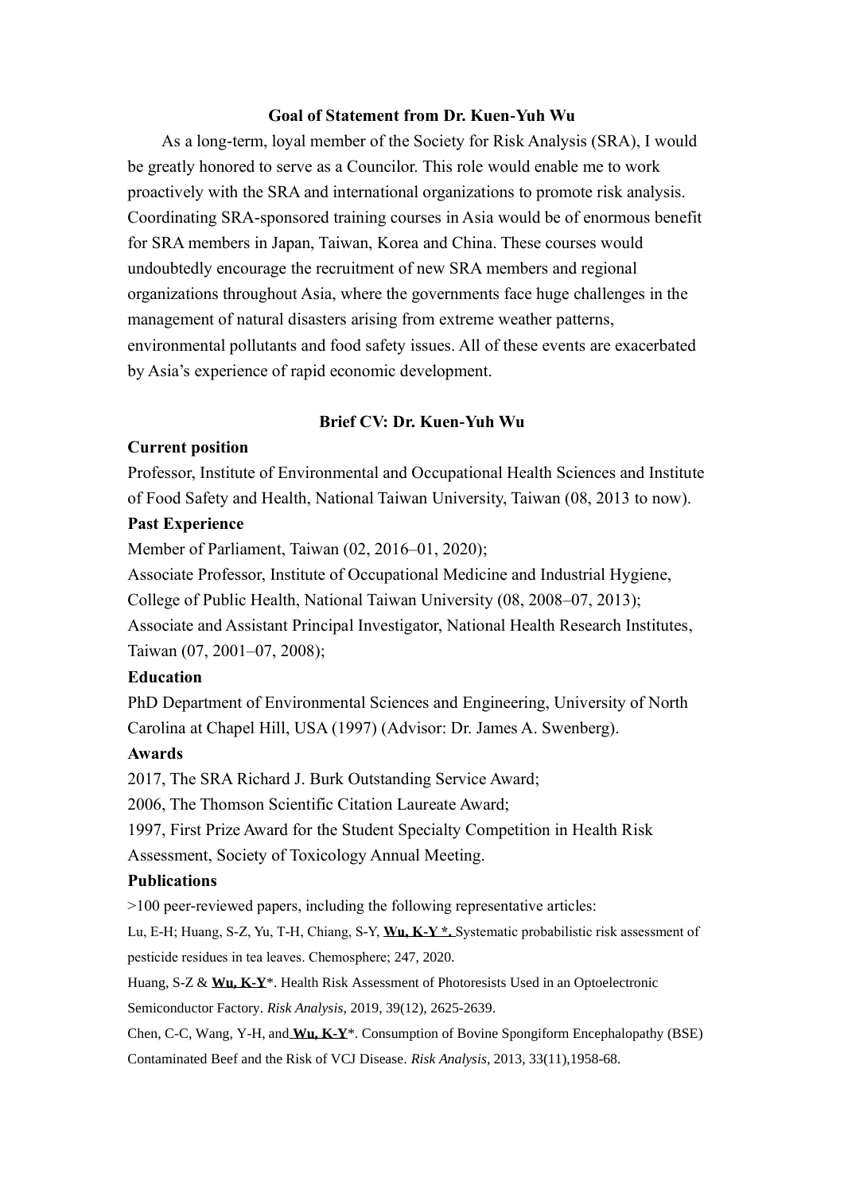**Goal of Statement from Dr. Kuen-Yuh Wu**

As a long-term, loyal member of the Society for Risk Analysis (SRA), I would be greatly honored to serve as a Councilor. This role would enable me to work proactively with the SRA and international organizations to promote risk analysis. Coordinating SRA-sponsored training courses in Asia would be of enormous benefit for SRA members in Japan, Taiwan, Korea and China. These courses would undoubtedly encourage the recruitment of new SRA members and regional organizations throughout Asia, where the governments face huge challenges in the management of natural disasters arising from extreme weather patterns, environmental pollutants and food safety issues. All of these events are exacerbated by Asia's experience of rapid economic development.

**Brief CV: Dr. Kuen-Yuh Wu**

**Current position**

Professor, Institute of Environmental and Occupational Health Sciences and Institute of Food Safety and Health, National Taiwan University, Taiwan (08, 2013 to now).

**Past Experience**

Member of Parliament, Taiwan (02, 2016–01, 2020);

Associate Professor, Institute of Occupational Medicine and Industrial Hygiene, College of Public Health, National Taiwan University (08, 2008–07, 2013);

Associate and Assistant Principal Investigator, National Health Research Institutes, Taiwan (07, 2001–07, 2008);

**Education**

PhD Department of Environmental Sciences and Engineering, University of North Carolina at Chapel Hill, USA (1997) (Advisor: Dr. James A. Swenberg).

**Awards**

2017, The SRA Richard J. Burk Outstanding Service Award;

2006, The Thomson Scientific Citation Laureate Award;

1997, First Prize Award for the Student Specialty Competition in Health Risk Assessment, Society of Toxicology Annual Meeting.

**Publications**

>100 peer-reviewed papers, including the following representative articles:

Lu, E-H; Huang, S-Z, Yu, T-H, Chiang, S-Y, **Wu, K-Y ***, Systematic probabilistic risk assessment of pesticide residues in tea leaves. Chemosphere; 247, 2020.

Huang, S-Z & **Wu, K-Y***. Health Risk Assessment of Photoresists Used in an Optoelectronic Semiconductor Factory. *Risk Analysis*, 2019, 39(12), 2625-2639.

Chen, C-C, Wang, Y-H, and **Wu, K-Y***. Consumption of Bovine Spongiform Encephalopathy (BSE) Contaminated Beef and the Risk of VCJ Disease. *Risk Analysis*, 2013, 33(11),1958-68.